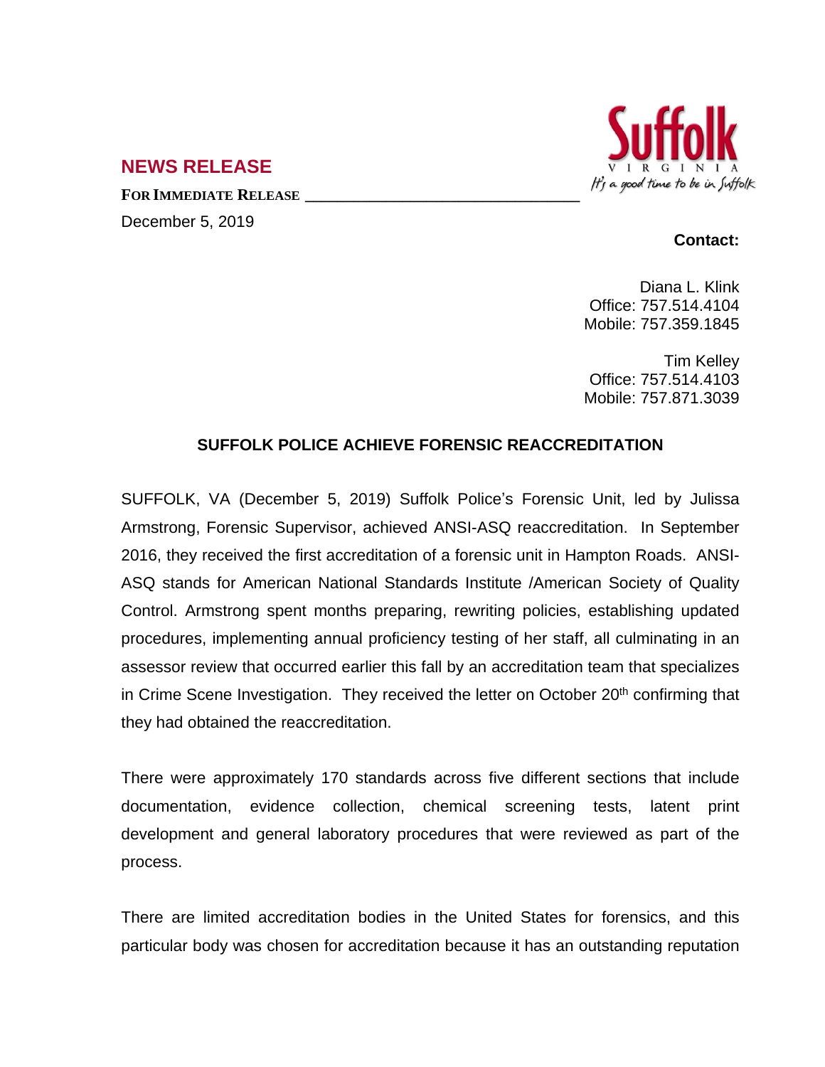## NEWS RELEASE

**FOR IMMEDIATE RELEASE**

December 5, 2019

**Contact:**

Diana L. Klink
Office: 757.514.4104
Mobile: 757.359.1845

Tim Kelley
Office: 757.514.4103
Mobile: 757.871.3039

**SUFFOLK POLICE ACHIEVE FORENSIC REACCREDITATION**

SUFFOLK, VA (December 5, 2019) Suffolk Police's Forensic Unit, led by Julissa Armstrong, Forensic Supervisor, achieved ANSI-ASQ reaccreditation. In September 2016, they received the first accreditation of a forensic unit in Hampton Roads. ANSI-ASQ stands for American National Standards Institute /American Society of Quality Control. Armstrong spent months preparing, rewriting policies, establishing updated procedures, implementing annual proficiency testing of her staff, all culminating in an assessor review that occurred earlier this fall by an accreditation team that specializes in Crime Scene Investigation. They received the letter on October 20th confirming that they had obtained the reaccreditation.

There were approximately 170 standards across five different sections that include documentation, evidence collection, chemical screening tests, latent print development and general laboratory procedures that were reviewed as part of the process.

There are limited accreditation bodies in the United States for forensics, and this particular body was chosen for accreditation because it has an outstanding reputation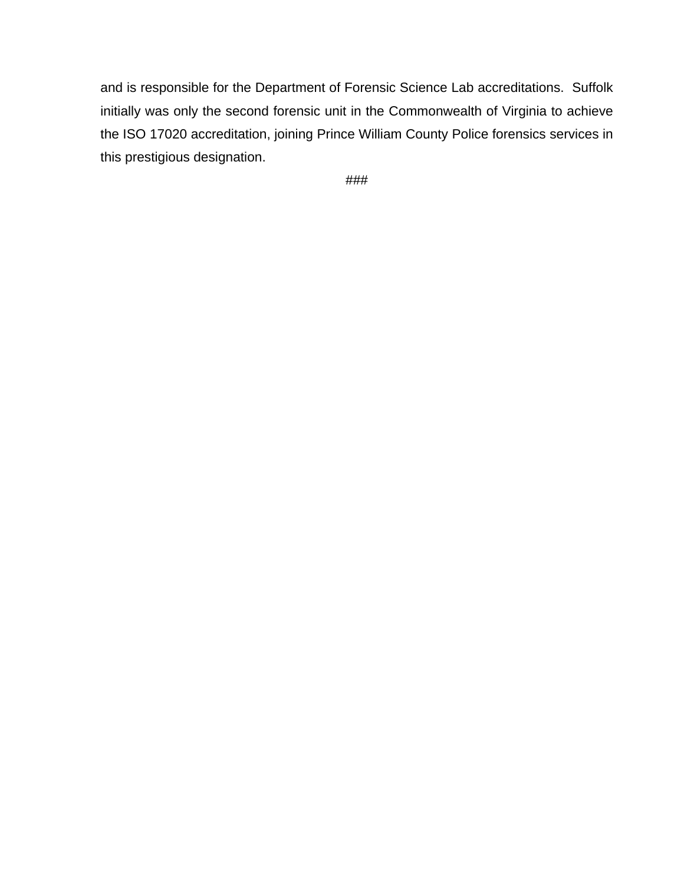and is responsible for the Department of Forensic Science Lab accreditations. Suffolk initially was only the second forensic unit in the Commonwealth of Virginia to achieve the ISO 17020 accreditation, joining Prince William County Police forensics services in this prestigious designation.

###